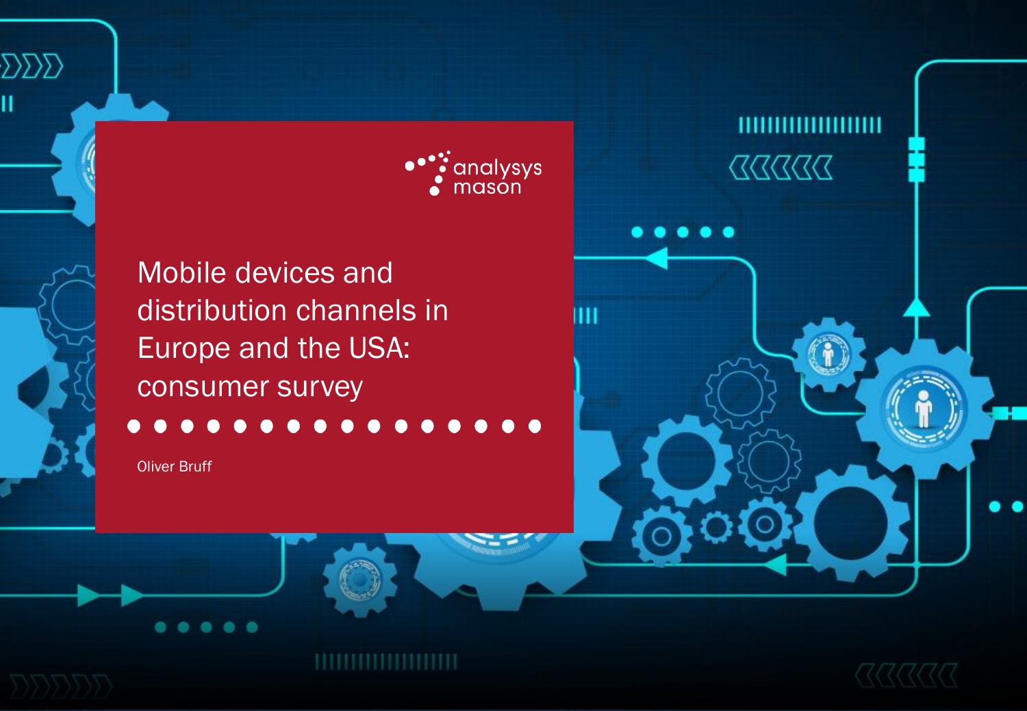analysys mason

# Mobile devices and distribution channels in Europe and the USA: consumer survey

Oliver Bruff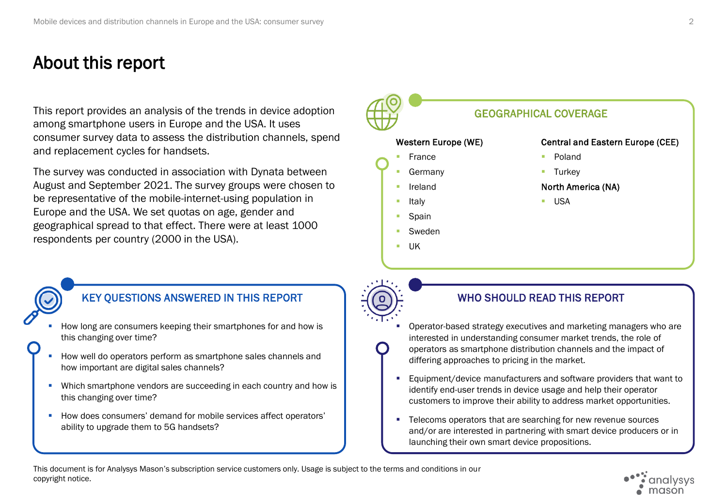# About this report

This report provides an analysis of the trends in device adoption among smartphone users in Europe and the USA. It uses consumer survey data to assess the distribution channels, spend and replacement cycles for handsets.

The survey was conducted in association with Dynata between August and September 2021. The survey groups were chosen to be representative of the mobile-internet-using population in Europe and the USA. We set quotas on age, gender and geographical spread to that effect. There were at least 1000 respondents per country (2000 in the USA).

## GEOGRAPHICAL COVERAGE

**Western Europe (WE)**

- France
- Germany
- Ireland
- Italy
- Spain
- Sweden
- UK

**Central and Eastern Europe (CEE)**

- Poland
- Turkey

**North America (NA)**

- USA

## KEY QUESTIONS ANSWERED IN THIS REPORT

- How long are consumers keeping their smartphones for and how is this changing over time?
- How well do operators perform as smartphone sales channels and how important are digital sales channels?
- Which smartphone vendors are succeeding in each country and how is this changing over time?
- How does consumers' demand for mobile services affect operators' ability to upgrade them to 5G handsets?

## WHO SHOULD READ THIS REPORT

- Operator-based strategy executives and marketing managers who are interested in understanding consumer market trends, the role of operators as smartphone distribution channels and the impact of differing approaches to pricing in the market.
- Equipment/device manufacturers and software providers that want to identify end-user trends in device usage and help their operator customers to improve their ability to address market opportunities.
- Telecoms operators that are searching for new revenue sources and/or are interested in partnering with smart device producers or in launching their own smart device propositions.

This document is for Analysys Mason's subscription service customers only. Usage is subject to the terms and conditions in our copyright notice.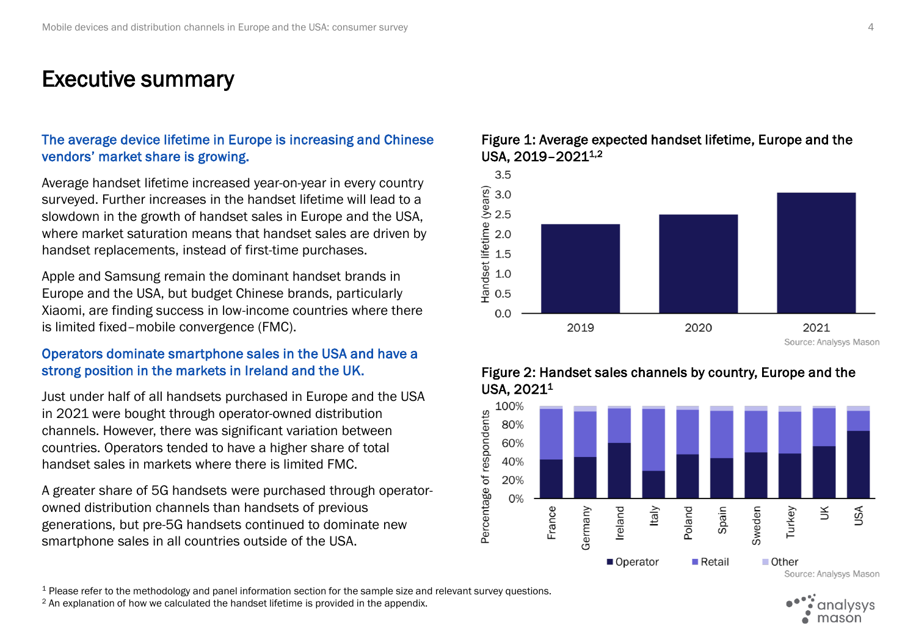# Executive summary

## The average device lifetime in Europe is increasing and Chinese vendors' market share is growing.

Average handset lifetime increased year-on-year in every country surveyed. Further increases in the handset lifetime will lead to a slowdown in the growth of handset sales in Europe and the USA, where market saturation means that handset sales are driven by handset replacements, instead of first-time purchases.

Apple and Samsung remain the dominant handset brands in Europe and the USA, but budget Chinese brands, particularly Xiaomi, are finding success in low-income countries where there is limited fixed–mobile convergence (FMC).

## Operators dominate smartphone sales in the USA and have a strong position in the markets in Ireland and the UK.

Just under half of all handsets purchased in Europe and the USA in 2021 were bought through operator-owned distribution channels. However, there was significant variation between countries. Operators tended to have a higher share of total handset sales in markets where there is limited FMC.

A greater share of 5G handsets were purchased through operator-owned distribution channels than handsets of previous generations, but pre-5G handsets continued to dominate new smartphone sales in all countries outside of the USA.

Figure 1: Average expected handset lifetime, Europe and the USA, 2019–2021[1,2]

Source: Analysys Mason

Figure 2: Handset sales channels by country, Europe and the USA, 2021[1]

Source: Analysys Mason

[1] Please refer to the methodology and panel information section for the sample size and relevant survey questions.
[2] An explanation of how we calculated the handset lifetime is provided in the appendix.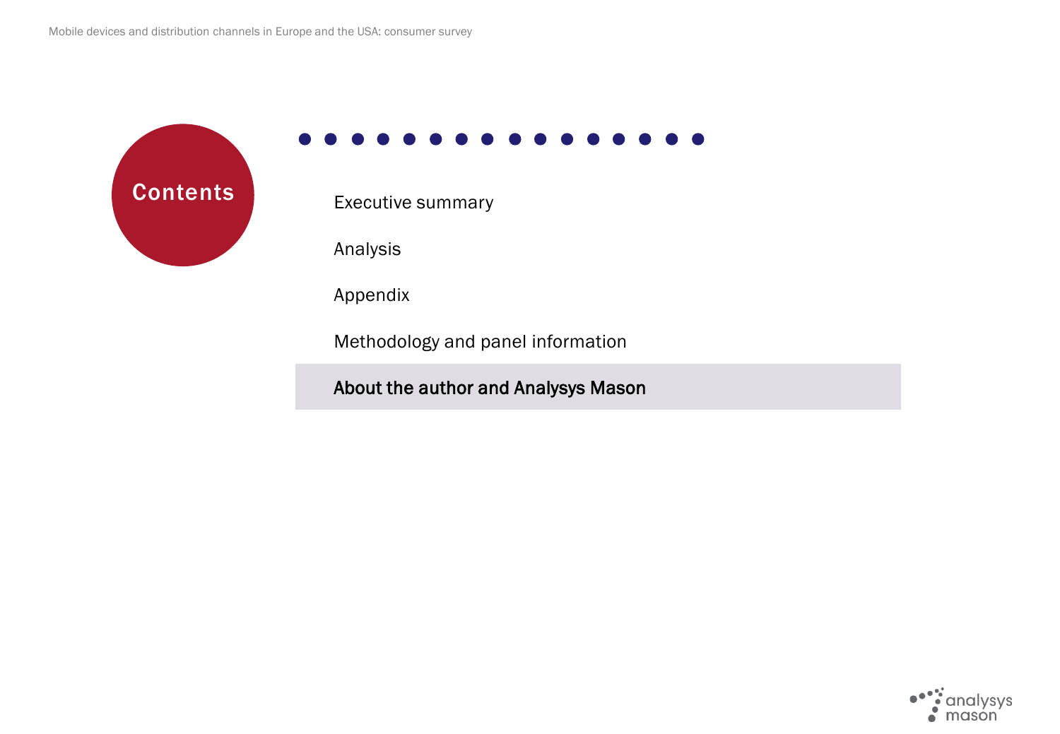# Contents

- Executive summary
- Analysis
- Appendix
- Methodology and panel information
- **About the author and Analysys Mason**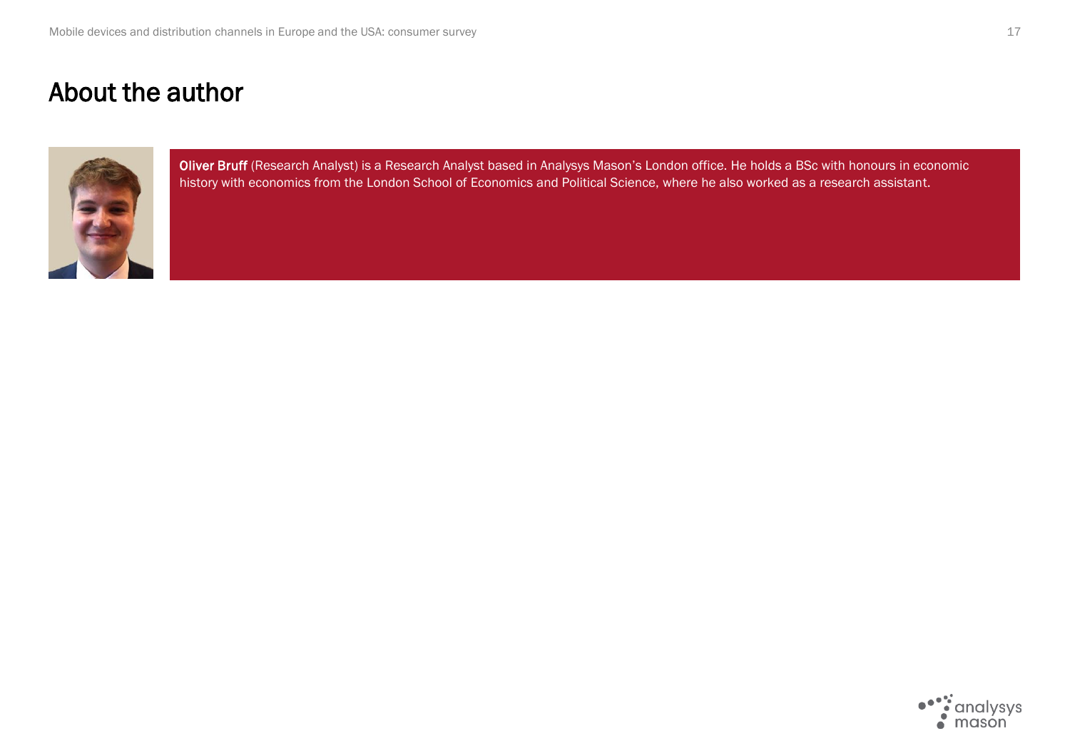# About the author

**Oliver Bruff** (Research Analyst) is a Research Analyst based in Analysys Mason's London office. He holds a BSc with honours in economic history with economics from the London School of Economics and Political Science, where he also worked as a research assistant.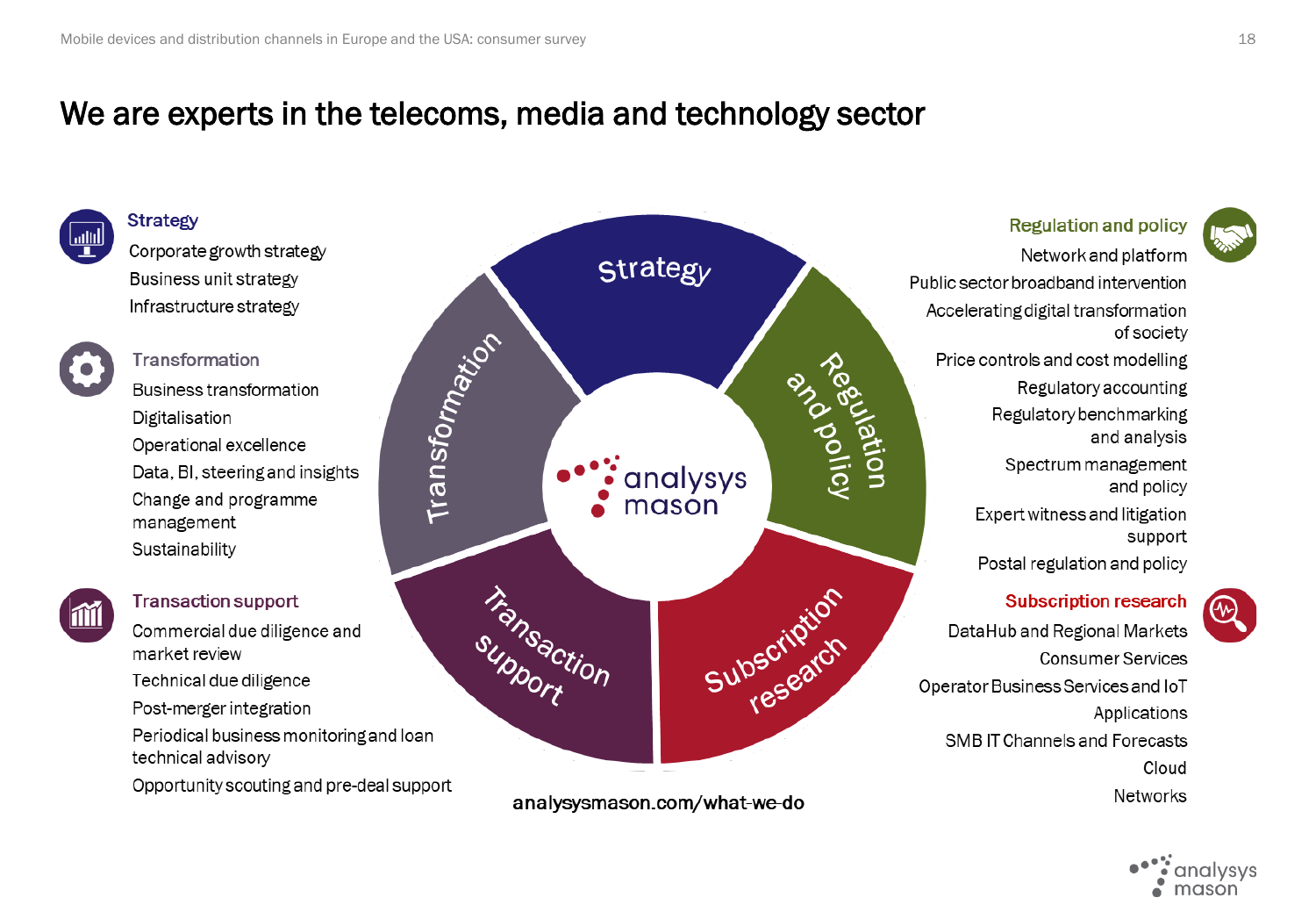# We are experts in the telecoms, media and technology sector

### Strategy

- Corporate growth strategy
- Business unit strategy
- Infrastructure strategy

### Transformation

- Business transformation
- Digitalisation
- Operational excellence
- Data, BI, steering and insights
- Change and programme management
- Sustainability

### Transaction support

- Commercial due diligence and market review
- Technical due diligence
- Post-merger integration
- Periodical business monitoring and loan technical advisory
- Opportunity scouting and pre-deal support

### Regulation and policy

- Network and platform
- Public sector broadband intervention
- Accelerating digital transformation of society
- Price controls and cost modelling
- Regulatory accounting
- Regulatory benchmarking and analysis
- Spectrum management and policy
- Expert witness and litigation support
- Postal regulation and policy

### Subscription research

- DataHub and Regional Markets
- Consumer Services
- Operator Business Services and IoT
- Applications
- SMB IT Channels and Forecasts
- Cloud
- Networks

Strategy | Regulation and policy | Subscription research | Transaction support | Transformation

analysys mason

analysysmason.com/what-we-do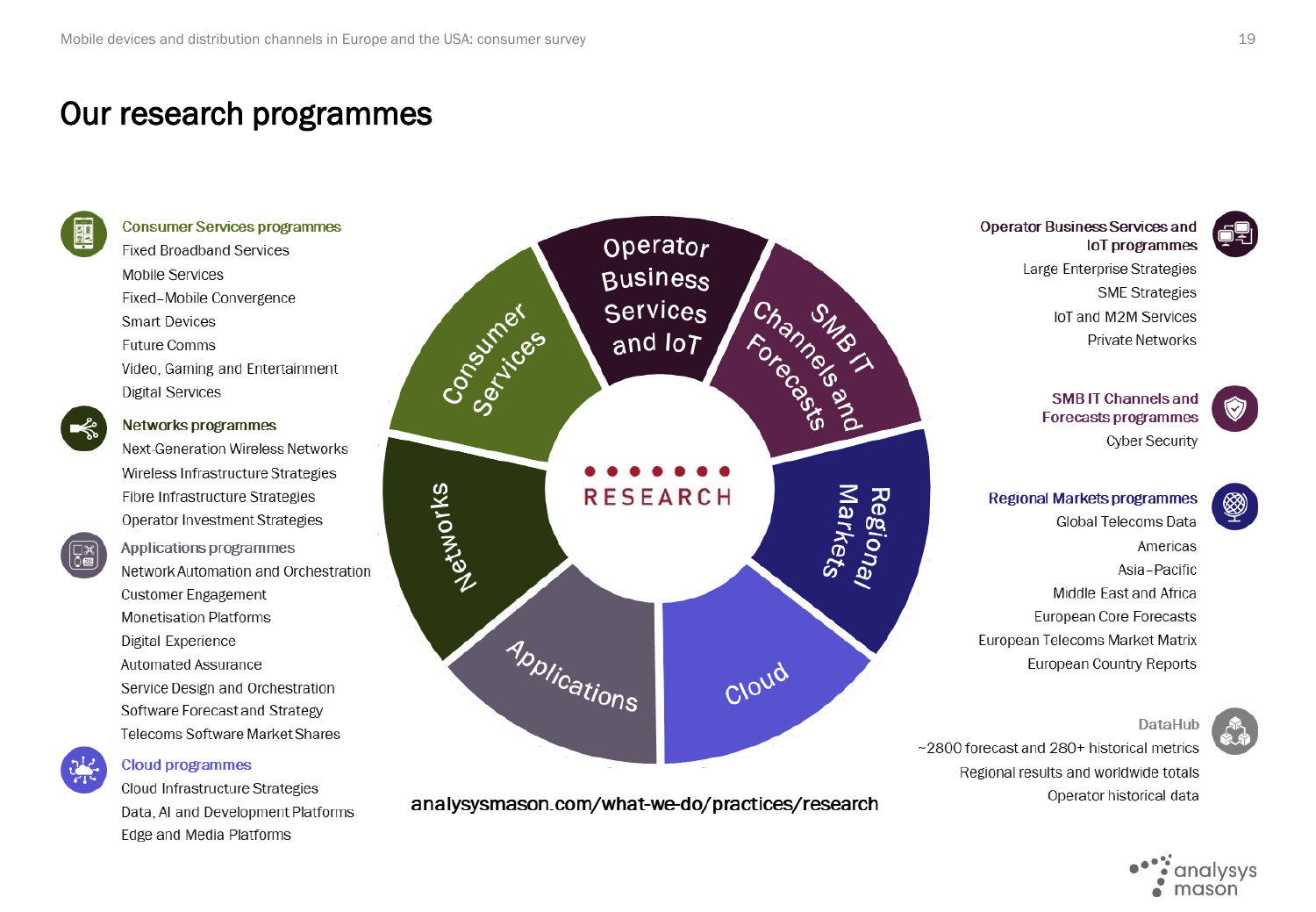# Our research programmes

**Consumer Services programmes**
- Fixed Broadband Services
- Mobile Services
- Fixed–Mobile Convergence
- Smart Devices
- Future Comms
- Video, Gaming and Entertainment
- Digital Services

**Networks programmes**
- Next-Generation Wireless Networks
- Wireless Infrastructure Strategies
- Fibre Infrastructure Strategies
- Operator Investment Strategies

**Applications programmes**
- Network Automation and Orchestration
- Customer Engagement
- Monetisation Platforms
- Digital Experience
- Automated Assurance
- Service Design and Orchestration
- Software Forecast and Strategy
- Telecoms Software Market Shares

**Cloud programmes**
- Cloud Infrastructure Strategies
- Data, AI and Development Platforms
- Edge and Media Platforms

Consumer Services | Operator Business Services and IoT | SMB IT Channels and Forecasts | Regional Markets | Cloud | Applications | Networks

RESEARCH

**Operator Business Services and IoT programmes**
- Large Enterprise Strategies
- SME Strategies
- IoT and M2M Services
- Private Networks

**SMB IT Channels and Forecasts programmes**
- Cyber Security

**Regional Markets programmes**
- Global Telecoms Data
- Americas
- Asia–Pacific
- Middle East and Africa
- European Core Forecasts
- European Telecoms Market Matrix
- European Country Reports

**DataHub**
- ~2800 forecast and 280+ historical metrics
- Regional results and worldwide totals
- Operator historical data

analysysmason.com/what-we-do/practices/research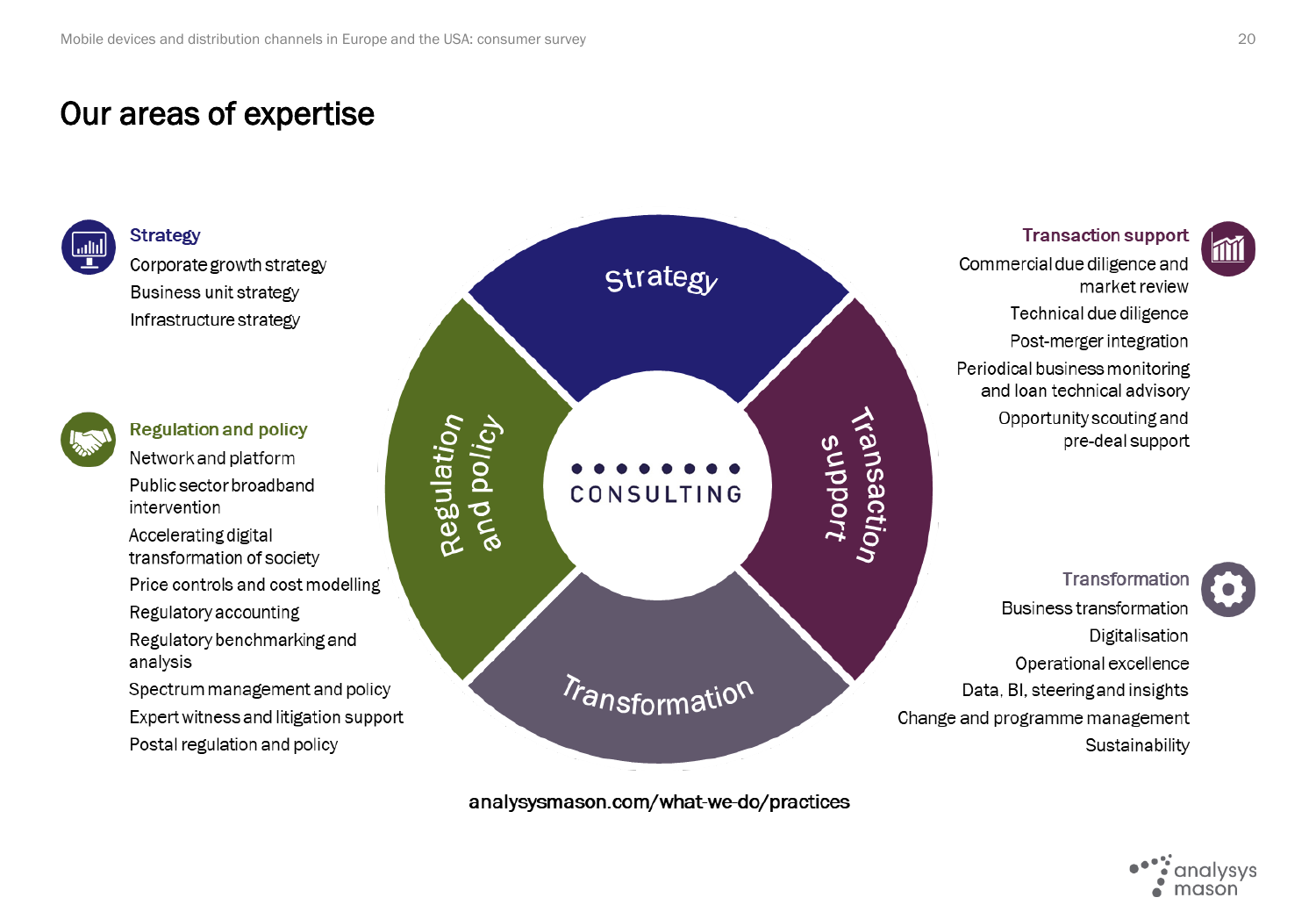# Our areas of expertise

### Strategy

- Corporate growth strategy
- Business unit strategy
- Infrastructure strategy

### Regulation and policy

- Network and platform
- Public sector broadband intervention
- Accelerating digital transformation of society
- Price controls and cost modelling
- Regulatory accounting
- Regulatory benchmarking and analysis
- Spectrum management and policy
- Expert witness and litigation support
- Postal regulation and policy

### Transaction support

- Commercial due diligence and market review
- Technical due diligence
- Post-merger integration
- Periodical business monitoring and loan technical advisory
- Opportunity scouting and pre-deal support

### Transformation

- Business transformation
- Digitalisation
- Operational excellence
- Data, BI, steering and insights
- Change and programme management
- Sustainability

Strategy | Transaction support | Transformation | Regulation and policy — CONSULTING

analysysmason.com/what-we-do/practices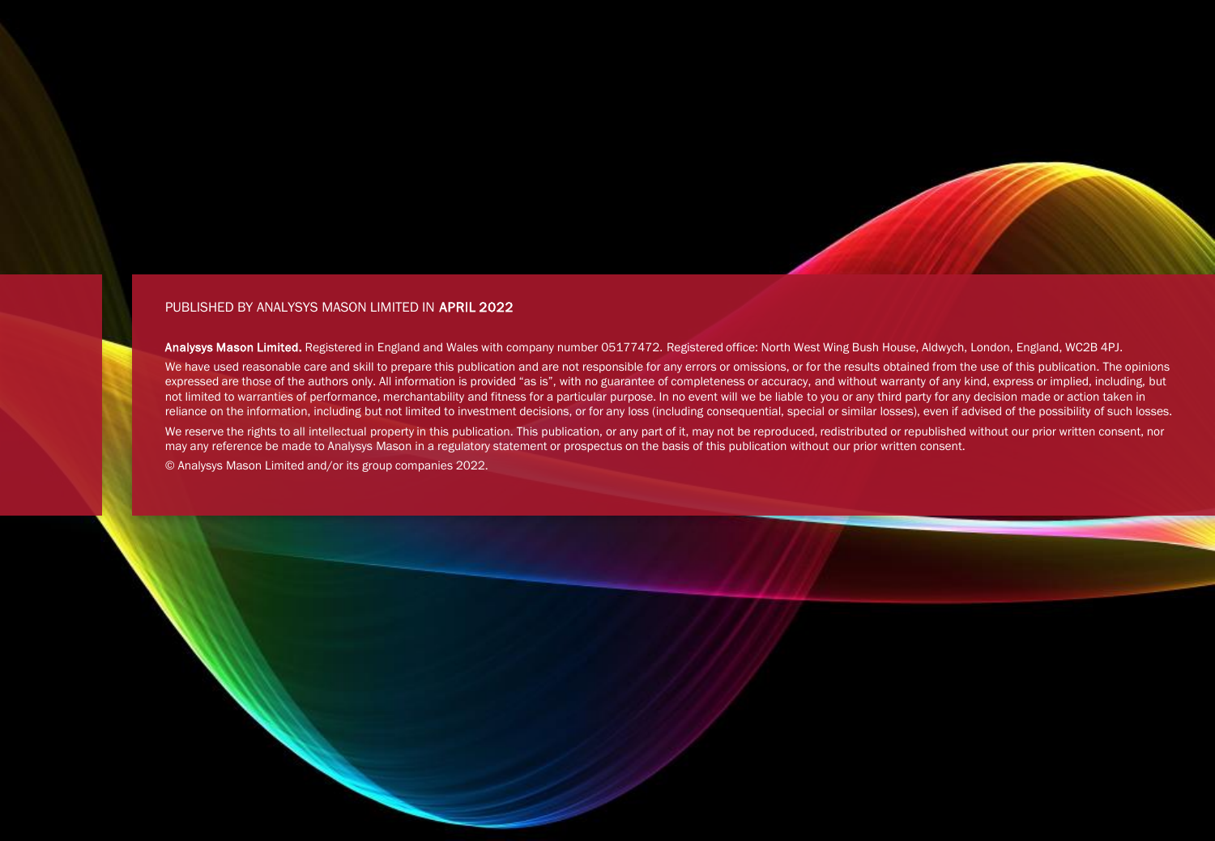PUBLISHED BY ANALYSYS MASON LIMITED IN **APRIL 2022**

**Analysys Mason Limited.** Registered in England and Wales with company number 05177472. Registered office: North West Wing Bush House, Aldwych, London, England, WC2B 4PJ.

We have used reasonable care and skill to prepare this publication and are not responsible for any errors or omissions, or for the results obtained from the use of this publication. The opinions expressed are those of the authors only. All information is provided "as is", with no guarantee of completeness or accuracy, and without warranty of any kind, express or implied, including, but not limited to warranties of performance, merchantability and fitness for a particular purpose. In no event will we be liable to you or any third party for any decision made or action taken in reliance on the information, including but not limited to investment decisions, or for any loss (including consequential, special or similar losses), even if advised of the possibility of such losses.

We reserve the rights to all intellectual property in this publication. This publication, or any part of it, may not be reproduced, redistributed or republished without our prior written consent, nor may any reference be made to Analysys Mason in a regulatory statement or prospectus on the basis of this publication without our prior written consent.

© Analysys Mason Limited and/or its group companies 2022.